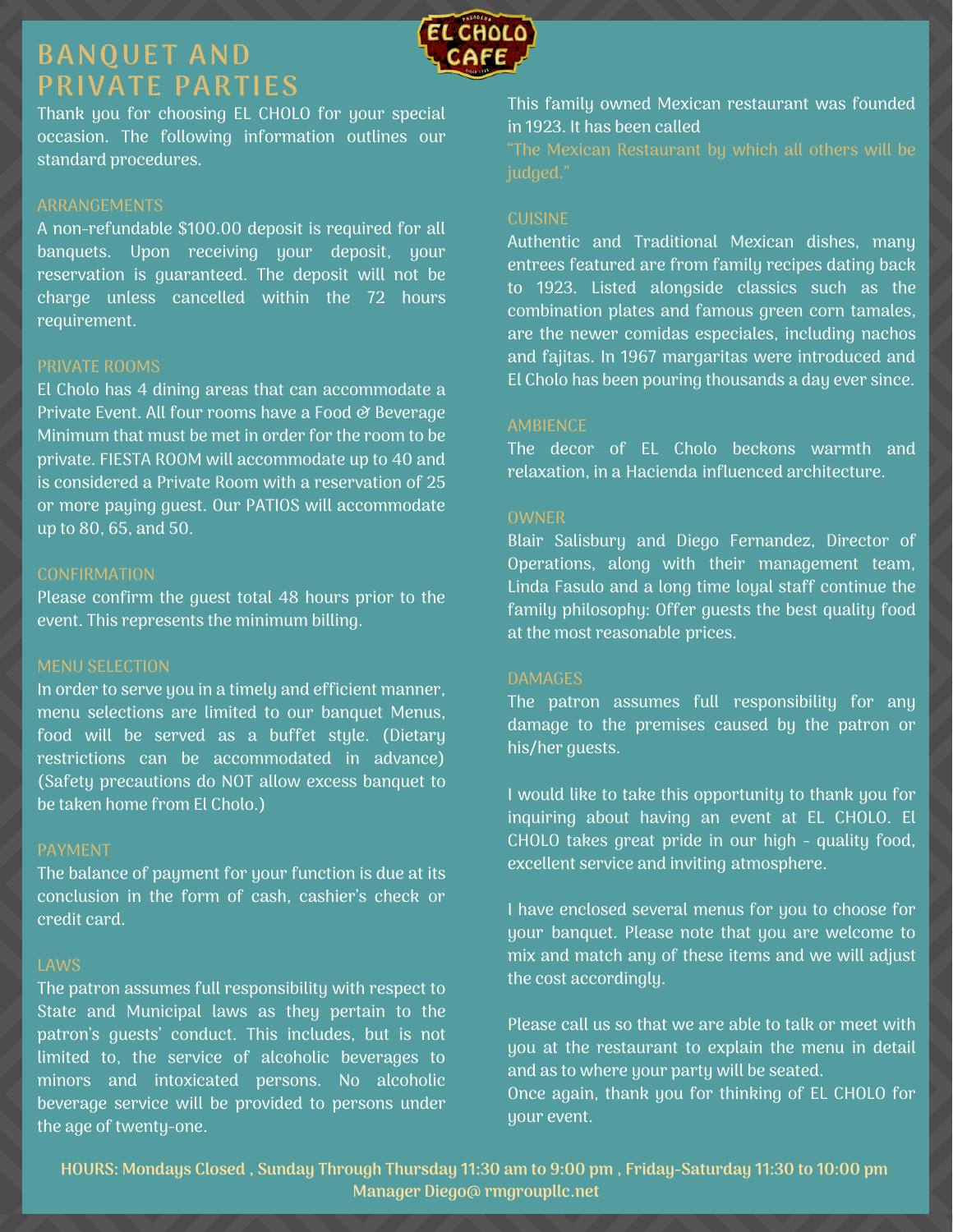# BANQUET AND PRIVATE PARTIES

Thank you for choosing EL CHOLO for your special occasion. The following information outlines our standard procedures.

## ARRANGEMENTS

A non-refundable $100.00 deposit is required for all banquets. Upon receiving your deposit, your reservation is guaranteed. The deposit will not be charge unless cancelled within the 72 hours requirement.

## PRIVATE ROOMS

El Cholo has 4 dining areas that can accommodate a Private Event. All four rooms have a Food & Beverage Minimum that must be met in order for the room to be private. FIESTA ROOM will accommodate up to 40 and is considered a Private Room with a reservation of 25 or more paying guest. Our PATIOS will accommodate up to 80, 65, and 50.

## CONFIRMATION

Please confirm the guest total 48 hours prior to the event. This represents the minimum billing.

## MENU SELECTION

In order to serve you in a timely and efficient manner, menu selections are limited to our banquet Menus, food will be served as a buffet style. (Dietary restrictions can be accommodated in advance) (Safety precautions do NOT allow excess banquet to be taken home from El Cholo.)

## PAYMENT

The balance of payment for your function is due at its conclusion in the form of cash, cashier's check or credit card.

## LAWS

The patron assumes full responsibility with respect to State and Municipal laws as they pertain to the patron's guests' conduct. This includes, but is not limited to, the service of alcoholic beverages to minors and intoxicated persons. No alcoholic beverage service will be provided to persons under the age of twenty-one.

This family owned Mexican restaurant was founded in 1923. It has been called

"The Mexican Restaurant by which all others will be judged."

## CUISINE

Authentic and Traditional Mexican dishes, many entrees featured are from family recipes dating back to 1923. Listed alongside classics such as the combination plates and famous green corn tamales, are the newer comidas especiales, including nachos and fajitas. In 1967 margaritas were introduced and El Cholo has been pouring thousands a day ever since.

## AMBIENCE

The decor of EL Cholo beckons warmth and relaxation, in a Hacienda influenced architecture.

## OWNER

Blair Salisbury and Diego Fernandez, Director of Operations, along with their management team, Linda Fasulo and a long time loyal staff continue the family philosophy: Offer guests the best quality food at the most reasonable prices.

## DAMAGES

The patron assumes full responsibility for any damage to the premises caused by the patron or his/her guests.

I would like to take this opportunity to thank you for inquiring about having an event at EL CHOLO. El CHOLO takes great pride in our high - quality food, excellent service and inviting atmosphere.

I have enclosed several menus for you to choose for your banquet. Please note that you are welcome to mix and match any of these items and we will adjust the cost accordingly.

Please call us so that we are able to talk or meet with you at the restaurant to explain the menu in detail and as to where your party will be seated.
Once again, thank you for thinking of EL CHOLO for your event.

**HOURS: Mondays Closed , Sunday Through Thursday 11:30 am to 9:00 pm , Friday-Saturday 11:30 to 10:00 pm**
**Manager Diego@ rmgroupllc.net**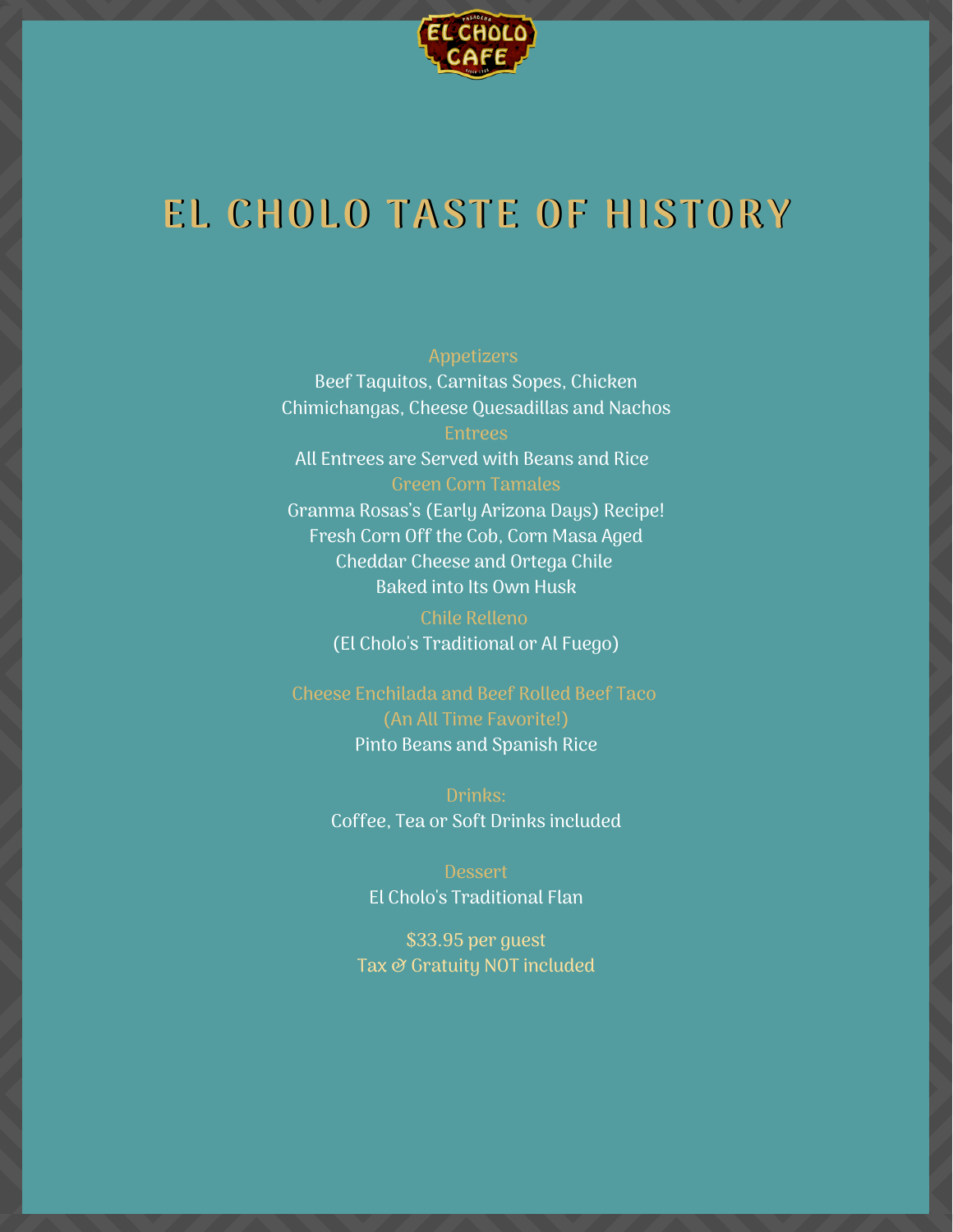# EL CHOLO TASTE OF HISTORY

### Appetizers

Beef Taquitos, Carnitas Sopes, Chicken Chimichangas, Cheese Quesadillas and Nachos

### Entrees

All Entrees are Served with Beans and Rice

### Green Corn Tamales

Granma Rosas's (Early Arizona Days) Recipe!
Fresh Corn Off the Cob, Corn Masa Aged
Cheddar Cheese and Ortega Chile
Baked into Its Own Husk

### Chile Relleno

(El Cholo's Traditional or Al Fuego)

### Cheese Enchilada and Beef Rolled Beef Taco (An All Time Favorite!)

Pinto Beans and Spanish Rice

### Drinks:

Coffee, Tea or Soft Drinks included

### Dessert

El Cholo's Traditional Flan

$33.95 per guest
Tax & Gratuity NOT included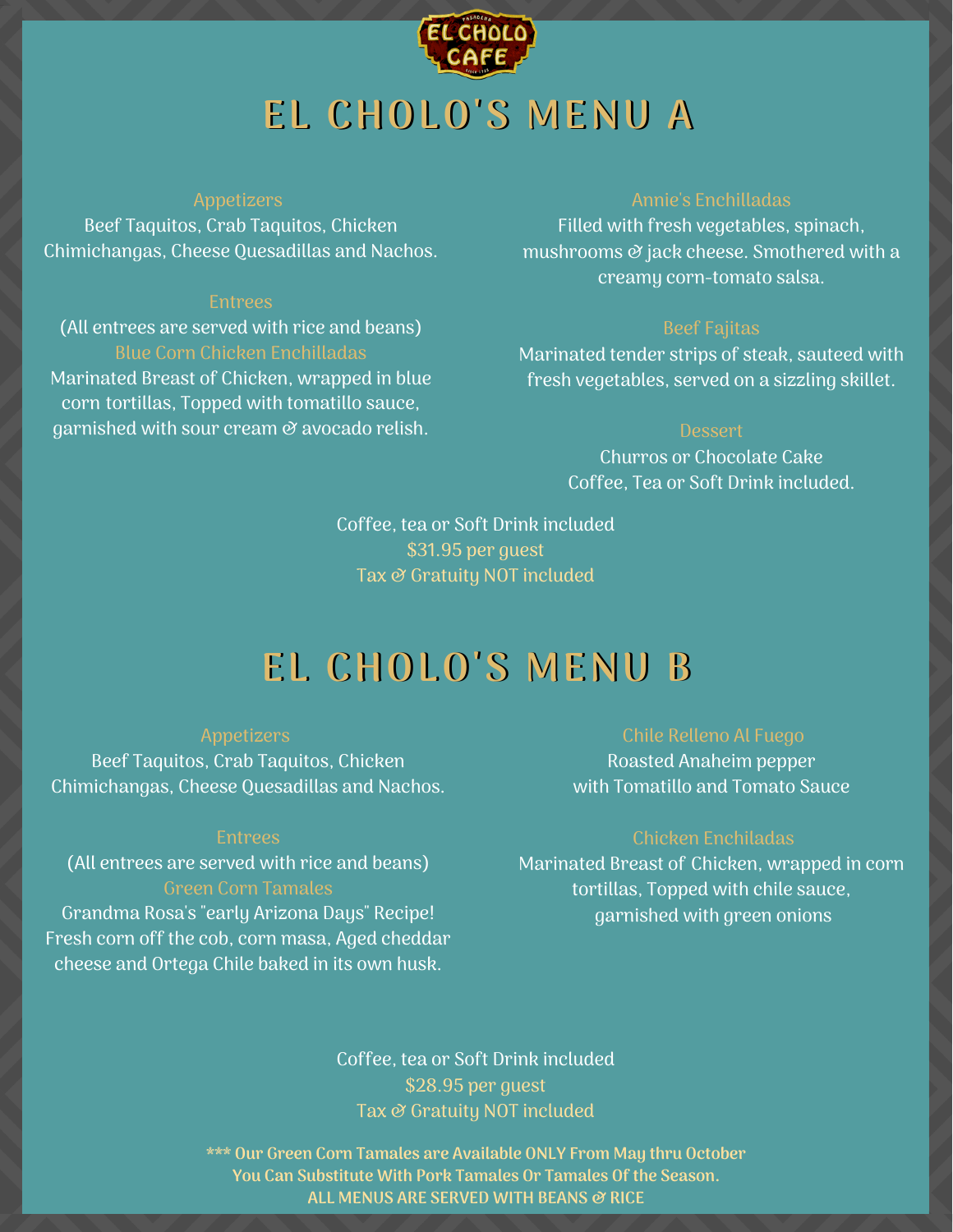# EL CHOLO'S MENU A

### Appetizers

Beef Taquitos, Crab Taquitos, Chicken Chimichangas, Cheese Quesadillas and Nachos.

### Entrees

(All entrees are served with rice and beans)

**Blue Corn Chicken Enchilladas**

Marinated Breast of Chicken, wrapped in blue corn tortillas, Topped with tomatillo sauce, garnished with sour cream & avocado relish.

**Annie's Enchilladas**

Filled with fresh vegetables, spinach, mushrooms & jack cheese. Smothered with a creamy corn-tomato salsa.

**Beef Fajitas**

Marinated tender strips of steak, sauteed with fresh vegetables, served on a sizzling skillet.

### Dessert

Churros or Chocolate Cake
Coffee, Tea or Soft Drink included.

Coffee, tea or Soft Drink included
$31.95 per guest
Tax & Gratuity NOT included

# EL CHOLO'S MENU B

### Appetizers

Beef Taquitos, Crab Taquitos, Chicken Chimichangas, Cheese Quesadillas and Nachos.

### Entrees

(All entrees are served with rice and beans)

**Green Corn Tamales**

Grandma Rosa's "early Arizona Days" Recipe! Fresh corn off the cob, corn masa, Aged cheddar cheese and Ortega Chile baked in its own husk.

**Chile Relleno Al Fuego**

Roasted Anaheim pepper with Tomatillo and Tomato Sauce

**Chicken Enchiladas**

Marinated Breast of Chicken, wrapped in corn tortillas, Topped with chile sauce, garnished with green onions

Coffee, tea or Soft Drink included
$28.95 per guest
Tax & Gratuity NOT included

**\*\*\* Our Green Corn Tamales are Available ONLY From May thru October**
**You Can Substitute With Pork Tamales Or Tamales Of the Season.**
**ALL MENUS ARE SERVED WITH BEANS & RICE**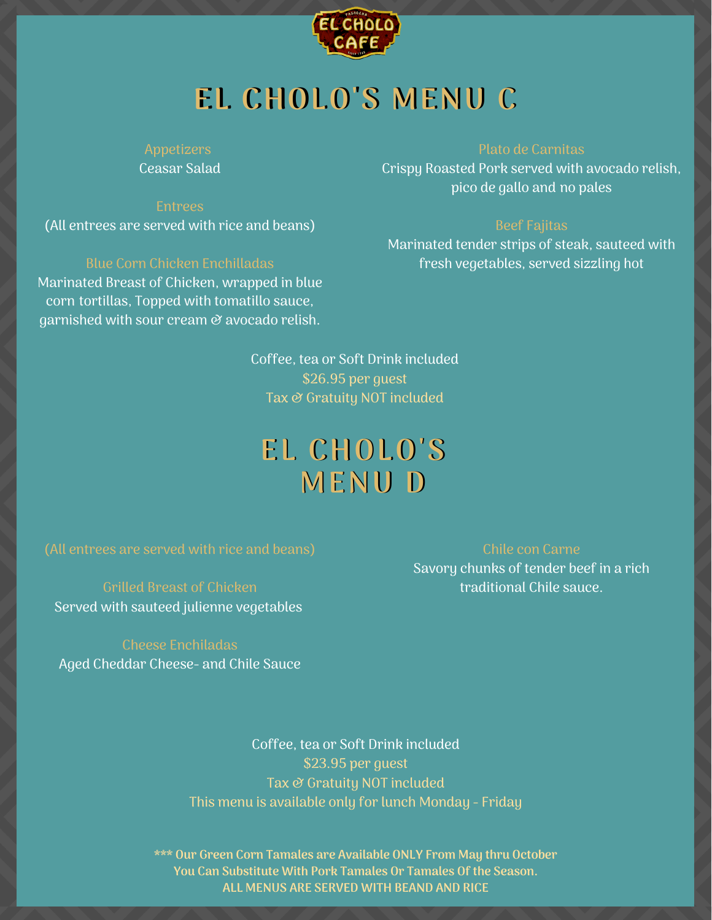# EL CHOLO'S MENU C

Appetizers
Ceasar Salad

Entrees
(All entrees are served with rice and beans)

Blue Corn Chicken Enchilladas
Marinated Breast of Chicken, wrapped in blue corn tortillas, Topped with tomatillo sauce, garnished with sour cream & avocado relish.

Plato de Carnitas
Crispy Roasted Pork served with avocado relish, pico de gallo and no pales

Beef Fajitas
Marinated tender strips of steak, sauteed with fresh vegetables, served sizzling hot

Coffee, tea or Soft Drink included
$26.95 per guest
Tax & Gratuity NOT included

# EL CHOLO'S MENU D

(All entrees are served with rice and beans)

Grilled Breast of Chicken
Served with sauteed julienne vegetables

Cheese Enchiladas
Aged Cheddar Cheese- and Chile Sauce

Chile con Carne
Savory chunks of tender beef in a rich traditional Chile sauce.

Coffee, tea or Soft Drink included
$23.95 per guest
Tax & Gratuity NOT included
This menu is available only for lunch Monday - Friday

**\*\*\* Our Green Corn Tamales are Available ONLY From May thru October**
**You Can Substitute With Pork Tamales Or Tamales Of the Season.**
**ALL MENUS ARE SERVED WITH BEAND AND RICE**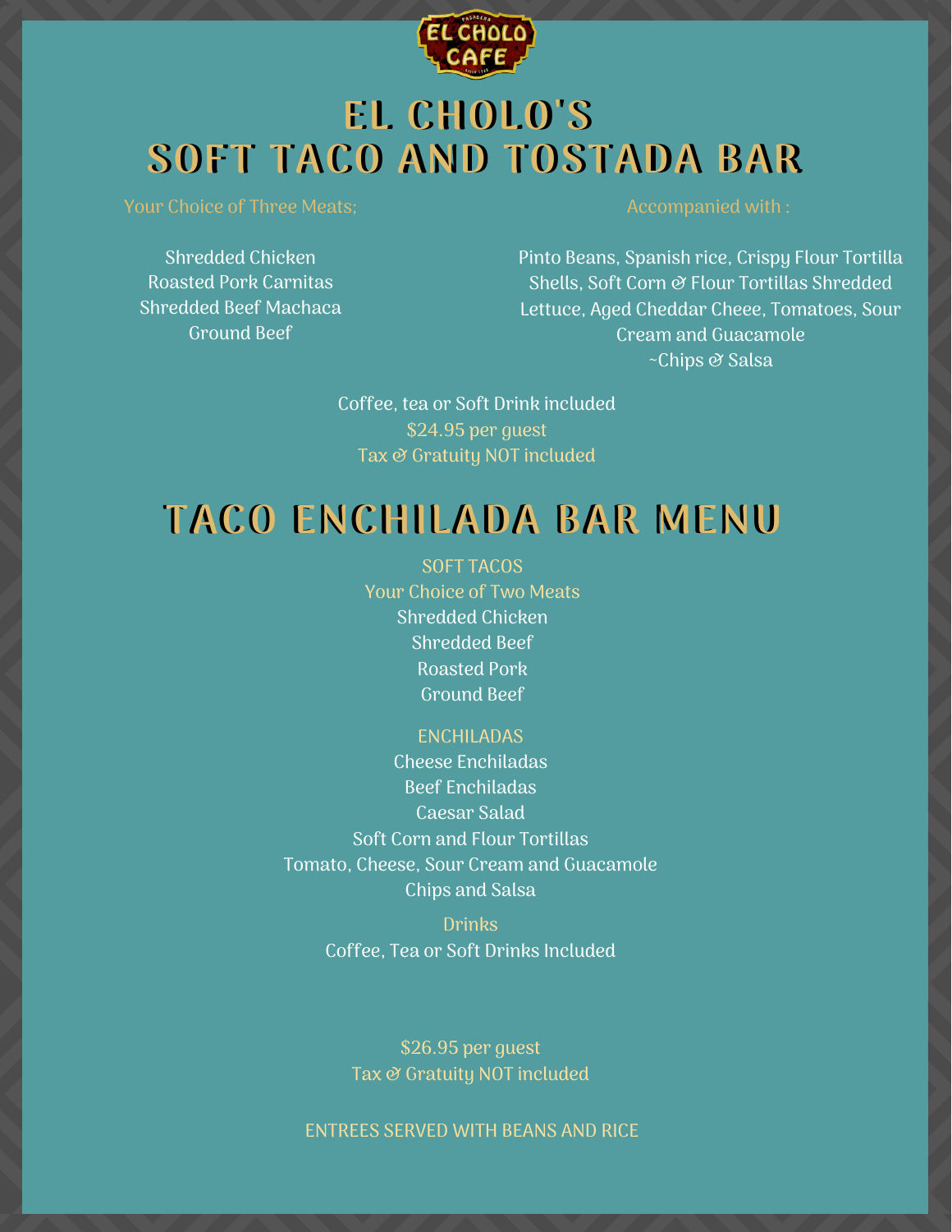# EL CHOLO'S SOFT TACO AND TOSTADA BAR

Your Choice of Three Meats;

Shredded Chicken
Roasted Pork Carnitas
Shredded Beef Machaca
Ground Beef

Accompanied with :

Pinto Beans, Spanish rice, Crispy Flour Tortilla Shells, Soft Corn & Flour Tortillas Shredded Lettuce, Aged Cheddar Cheee, Tomatoes, Sour Cream and Guacamole
~Chips & Salsa

Coffee, tea or Soft Drink included
$24.95 per guest
Tax & Gratuity NOT included

# TACO ENCHILADA BAR MENU

SOFT TACOS
Your Choice of Two Meats
Shredded Chicken
Shredded Beef
Roasted Pork
Ground Beef

ENCHILADAS
Cheese Enchiladas
Beef Enchiladas
Caesar Salad
Soft Corn and Flour Tortillas
Tomato, Cheese, Sour Cream and Guacamole
Chips and Salsa

Drinks
Coffee, Tea or Soft Drinks Included

$26.95 per guest
Tax & Gratuity NOT included

ENTREES SERVED WITH BEANS AND RICE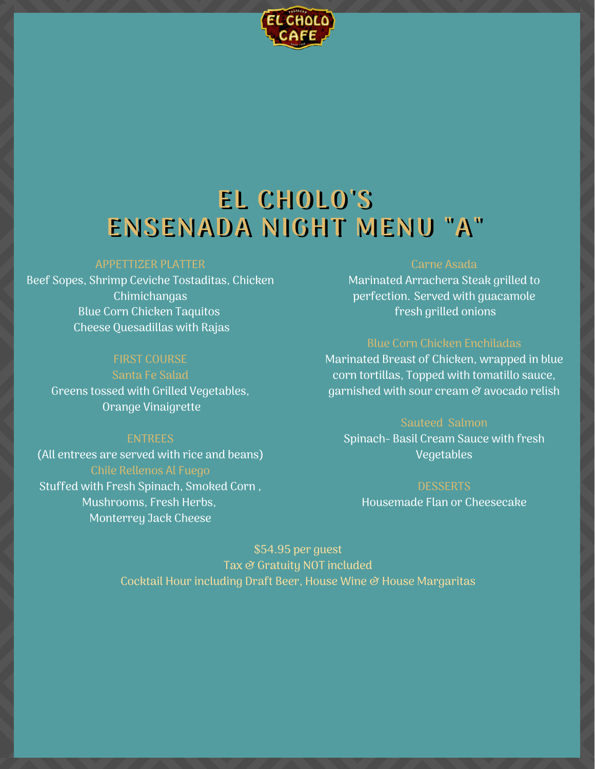# EL CHOLO'S ENSENADA NIGHT MENU "A"

### APPETTIZER PLATTER

Beef Sopes, Shrimp Ceviche Tostaditas, Chicken Chimichangas
Blue Corn Chicken Taquitos
Cheese Quesadillas with Rajas

### FIRST COURSE

**Santa Fe Salad**
Greens tossed with Grilled Vegetables, Orange Vinaigrette

### ENTREES

(All entrees are served with rice and beans)

**Chile Rellenos Al Fuego**
Stuffed with Fresh Spinach, Smoked Corn , Mushrooms, Fresh Herbs, Monterrey Jack Cheese

**Carne Asada**
Marinated Arrachera Steak grilled to perfection. Served with guacamole fresh grilled onions

**Blue Corn Chicken Enchiladas**
Marinated Breast of Chicken, wrapped in blue corn tortillas, Topped with tomatillo sauce, garnished with sour cream & avocado relish

**Sauteed Salmon**
Spinach- Basil Cream Sauce with fresh Vegetables

### DESSERTS

Housemade Flan or Cheesecake

$54.95 per guest
Tax & Gratuity NOT included
Cocktail Hour including Draft Beer, House Wine & House Margaritas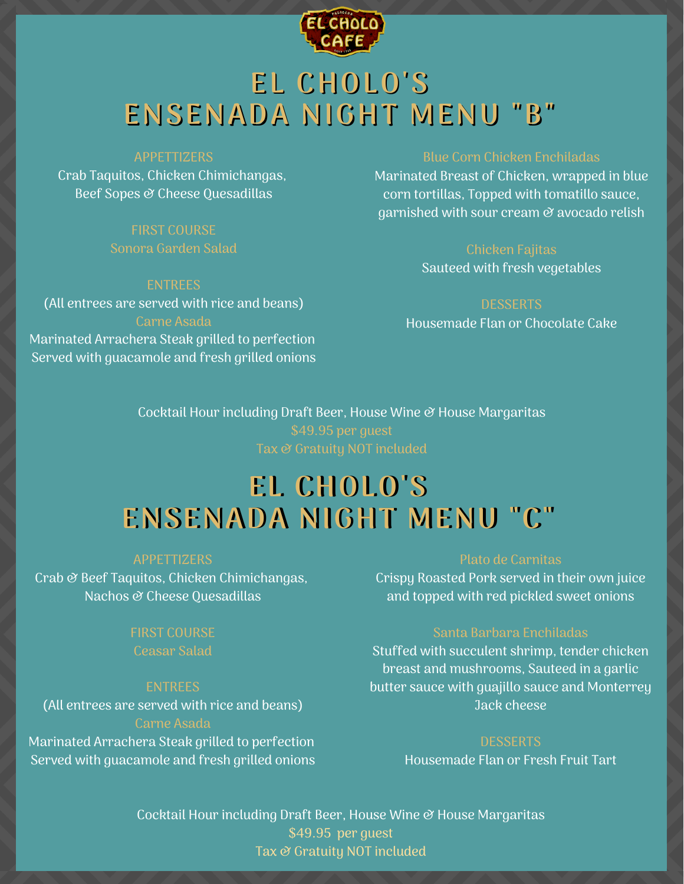# EL CHOLO'S ENSENADA NIGHT MENU "B"

### APPETTIZERS

Crab Taquitos, Chicken Chimichangas, Beef Sopes & Cheese Quesadillas

### FIRST COURSE

Sonora Garden Salad

### ENTREES

(All entrees are served with rice and beans)

**Carne Asada**

Marinated Arrachera Steak grilled to perfection Served with guacamole and fresh grilled onions

**Blue Corn Chicken Enchiladas**

Marinated Breast of Chicken, wrapped in blue corn tortillas, Topped with tomatillo sauce, garnished with sour cream & avocado relish

**Chicken Fajitas**

Sauteed with fresh vegetables

### DESSERTS

Housemade Flan or Chocolate Cake

Cocktail Hour including Draft Beer, House Wine & House Margaritas

$49.95 per guest

Tax & Gratuity NOT included

# EL CHOLO'S ENSENADA NIGHT MENU "C"

### APPETTIZERS

Crab & Beef Taquitos, Chicken Chimichangas, Nachos & Cheese Quesadillas

### FIRST COURSE

Ceasar Salad

### ENTREES

(All entrees are served with rice and beans)

**Carne Asada**

Marinated Arrachera Steak grilled to perfection Served with guacamole and fresh grilled onions

**Plato de Carnitas**

Crispy Roasted Pork served in their own juice and topped with red pickled sweet onions

**Santa Barbara Enchiladas**

Stuffed with succulent shrimp, tender chicken breast and mushrooms, Sauteed in a garlic butter sauce with guajillo sauce and Monterrey Jack cheese

### DESSERTS

Housemade Flan or Fresh Fruit Tart

Cocktail Hour including Draft Beer, House Wine & House Margaritas

$49.95 per guest

Tax & Gratuity NOT included